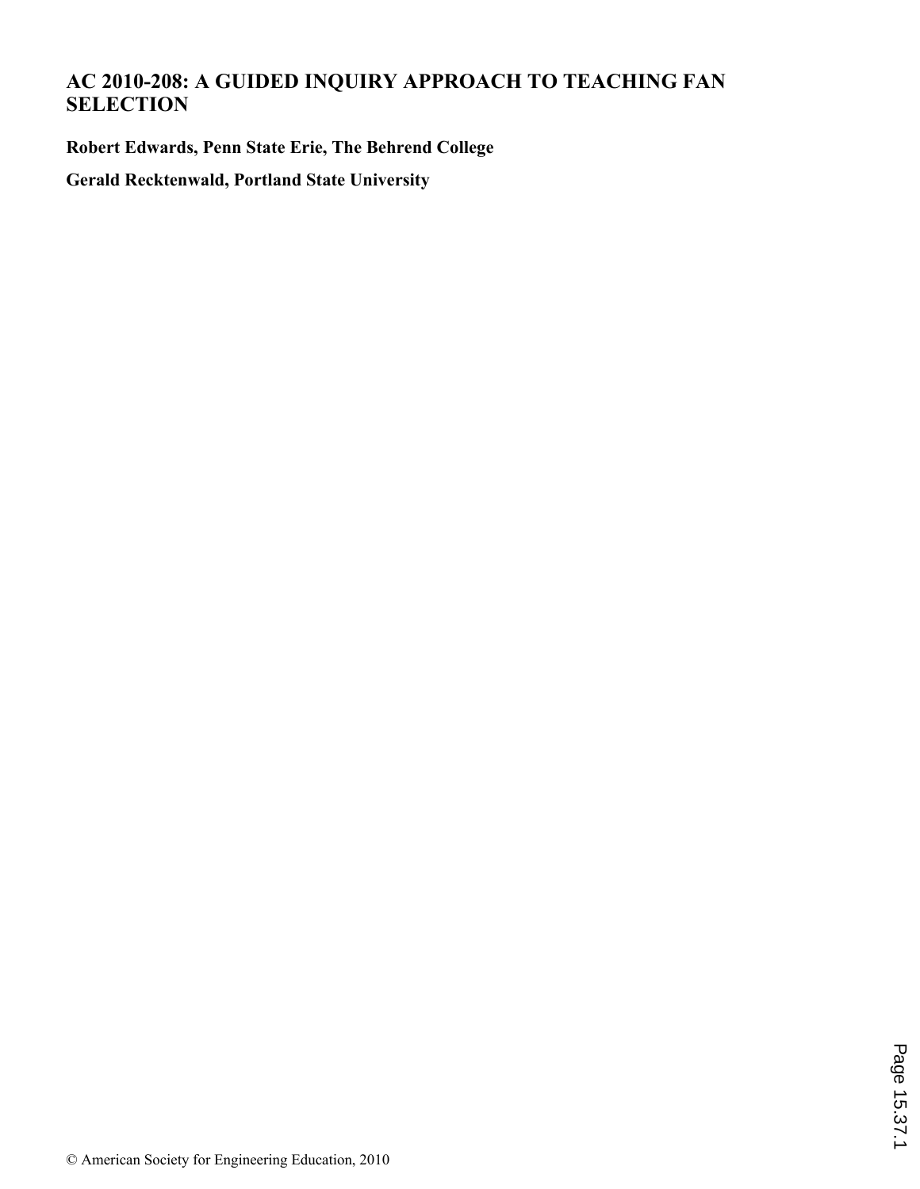# AC 2010-208: A GUIDED INQUIRY APPROACH TO TEACHING FAN SELECTION

**Robert Edwards, Penn State Erie, The Behrend College**

**Gerald Recktenwald, Portland State University**

© American Society for Engineering Education, 2010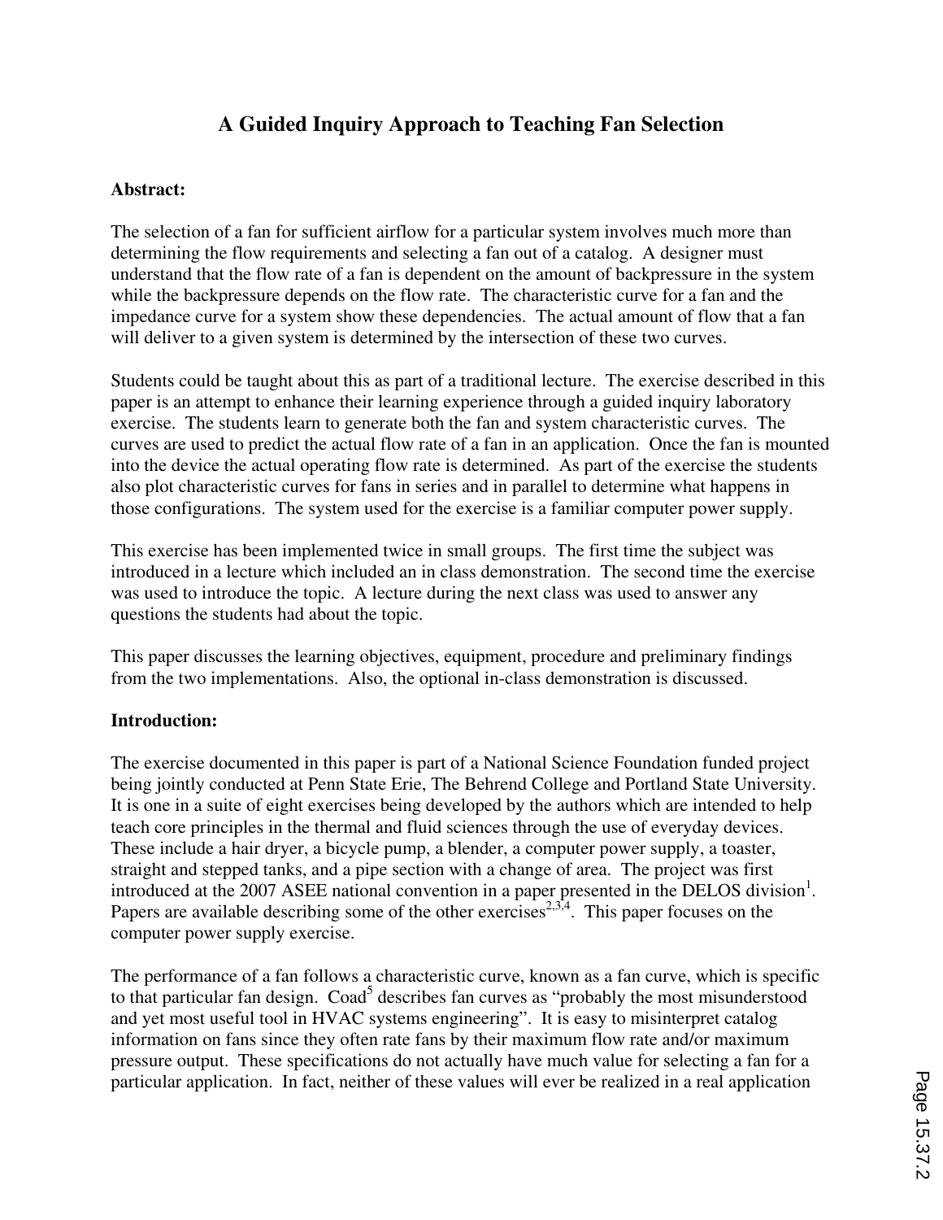# A Guided Inquiry Approach to Teaching Fan Selection

**Abstract:**

The selection of a fan for sufficient airflow for a particular system involves much more than determining the flow requirements and selecting a fan out of a catalog. A designer must understand that the flow rate of a fan is dependent on the amount of backpressure in the system while the backpressure depends on the flow rate. The characteristic curve for a fan and the impedance curve for a system show these dependencies. The actual amount of flow that a fan will deliver to a given system is determined by the intersection of these two curves.

Students could be taught about this as part of a traditional lecture. The exercise described in this paper is an attempt to enhance their learning experience through a guided inquiry laboratory exercise. The students learn to generate both the fan and system characteristic curves. The curves are used to predict the actual flow rate of a fan in an application. Once the fan is mounted into the device the actual operating flow rate is determined. As part of the exercise the students also plot characteristic curves for fans in series and in parallel to determine what happens in those configurations. The system used for the exercise is a familiar computer power supply.

This exercise has been implemented twice in small groups. The first time the subject was introduced in a lecture which included an in class demonstration. The second time the exercise was used to introduce the topic. A lecture during the next class was used to answer any questions the students had about the topic.

This paper discusses the learning objectives, equipment, procedure and preliminary findings from the two implementations. Also, the optional in-class demonstration is discussed.

**Introduction:**

The exercise documented in this paper is part of a National Science Foundation funded project being jointly conducted at Penn State Erie, The Behrend College and Portland State University. It is one in a suite of eight exercises being developed by the authors which are intended to help teach core principles in the thermal and fluid sciences through the use of everyday devices. These include a hair dryer, a bicycle pump, a blender, a computer power supply, a toaster, straight and stepped tanks, and a pipe section with a change of area. The project was first introduced at the 2007 ASEE national convention in a paper presented in the DELOS division[1]. Papers are available describing some of the other exercises[2,3,4]. This paper focuses on the computer power supply exercise.

The performance of a fan follows a characteristic curve, known as a fan curve, which is specific to that particular fan design. Coad[5] describes fan curves as "probably the most misunderstood and yet most useful tool in HVAC systems engineering". It is easy to misinterpret catalog information on fans since they often rate fans by their maximum flow rate and/or maximum pressure output. These specifications do not actually have much value for selecting a fan for a particular application. In fact, neither of these values will ever be realized in a real application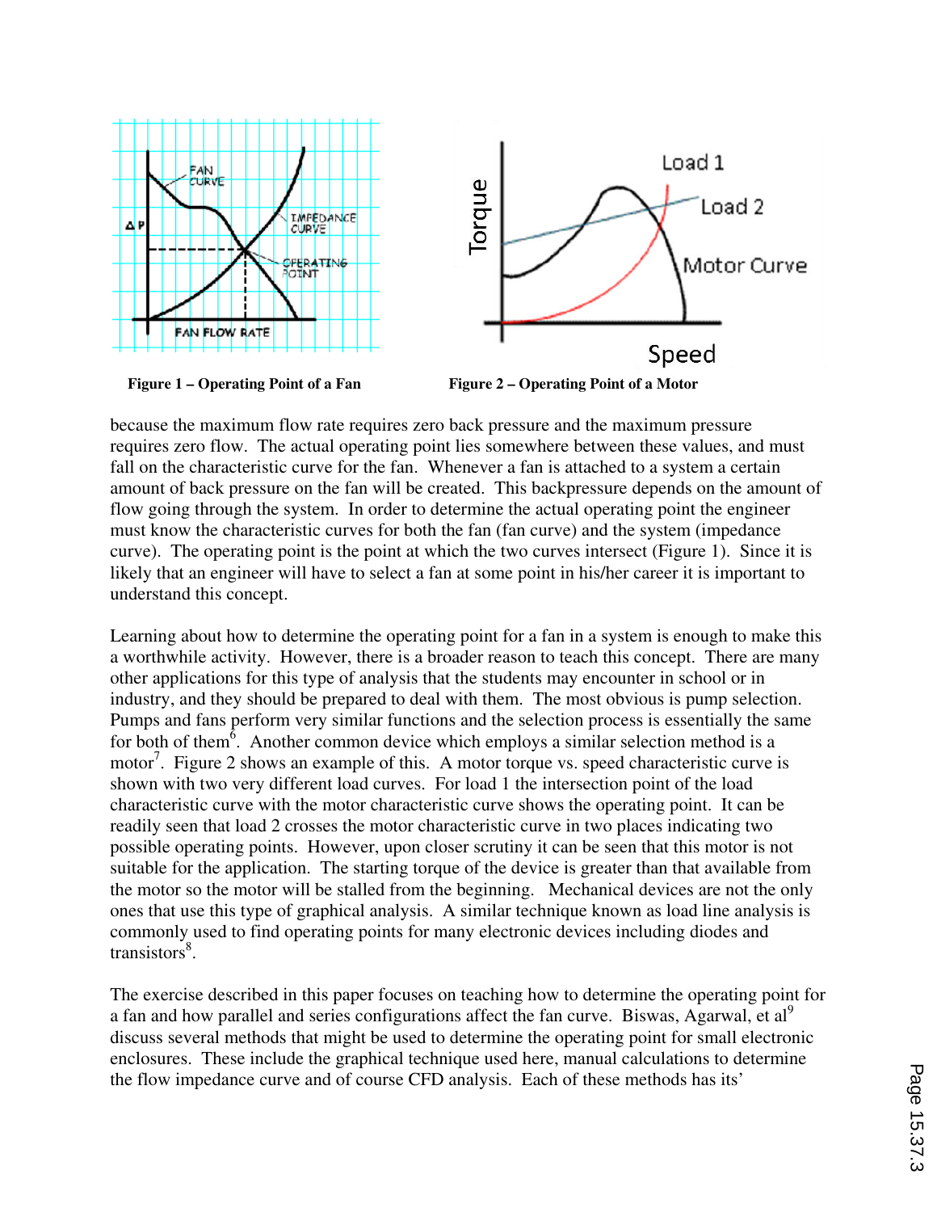Figure 1 – Operating Point of a Fan

Figure 2 – Operating Point of a Motor

because the maximum flow rate requires zero back pressure and the maximum pressure requires zero flow. The actual operating point lies somewhere between these values, and must fall on the characteristic curve for the fan. Whenever a fan is attached to a system a certain amount of back pressure on the fan will be created. This backpressure depends on the amount of flow going through the system. In order to determine the actual operating point the engineer must know the characteristic curves for both the fan (fan curve) and the system (impedance curve). The operating point is the point at which the two curves intersect (Figure 1). Since it is likely that an engineer will have to select a fan at some point in his/her career it is important to understand this concept.

Learning about how to determine the operating point for a fan in a system is enough to make this a worthwhile activity. However, there is a broader reason to teach this concept. There are many other applications for this type of analysis that the students may encounter in school or in industry, and they should be prepared to deal with them. The most obvious is pump selection. Pumps and fans perform very similar functions and the selection process is essentially the same for both of them[6]. Another common device which employs a similar selection method is a motor[7]. Figure 2 shows an example of this. A motor torque vs. speed characteristic curve is shown with two very different load curves. For load 1 the intersection point of the load characteristic curve with the motor characteristic curve shows the operating point. It can be readily seen that load 2 crosses the motor characteristic curve in two places indicating two possible operating points. However, upon closer scrutiny it can be seen that this motor is not suitable for the application. The starting torque of the device is greater than that available from the motor so the motor will be stalled from the beginning. Mechanical devices are not the only ones that use this type of graphical analysis. A similar technique known as load line analysis is commonly used to find operating points for many electronic devices including diodes and transistors[8].

The exercise described in this paper focuses on teaching how to determine the operating point for a fan and how parallel and series configurations affect the fan curve. Biswas, Agarwal, et al[9] discuss several methods that might be used to determine the operating point for small electronic enclosures. These include the graphical technique used here, manual calculations to determine the flow impedance curve and of course CFD analysis. Each of these methods has its'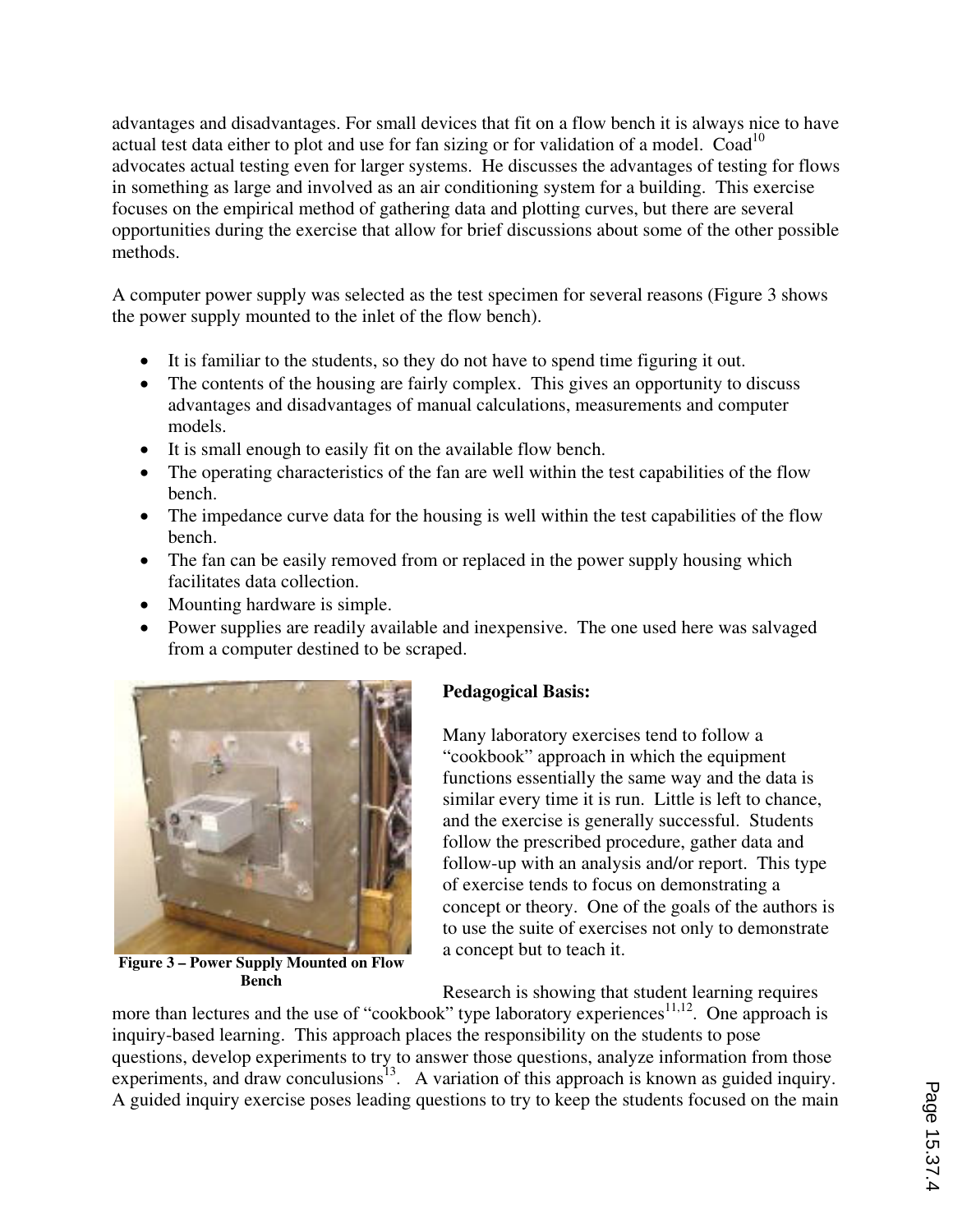advantages and disadvantages. For small devices that fit on a flow bench it is always nice to have actual test data either to plot and use for fan sizing or for validation of a model. Coad[10] advocates actual testing even for larger systems. He discusses the advantages of testing for flows in something as large and involved as an air conditioning system for a building. This exercise focuses on the empirical method of gathering data and plotting curves, but there are several opportunities during the exercise that allow for brief discussions about some of the other possible methods.

A computer power supply was selected as the test specimen for several reasons (Figure 3 shows the power supply mounted to the inlet of the flow bench).

- It is familiar to the students, so they do not have to spend time figuring it out.
- The contents of the housing are fairly complex. This gives an opportunity to discuss advantages and disadvantages of manual calculations, measurements and computer models.
- It is small enough to easily fit on the available flow bench.
- The operating characteristics of the fan are well within the test capabilities of the flow bench.
- The impedance curve data for the housing is well within the test capabilities of the flow bench.
- The fan can be easily removed from or replaced in the power supply housing which facilitates data collection.
- Mounting hardware is simple.
- Power supplies are readily available and inexpensive. The one used here was salvaged from a computer destined to be scraped.

**Figure 3 – Power Supply Mounted on Flow Bench**

**Pedagogical Basis:**

Many laboratory exercises tend to follow a "cookbook" approach in which the equipment functions essentially the same way and the data is similar every time it is run. Little is left to chance, and the exercise is generally successful. Students follow the prescribed procedure, gather data and follow-up with an analysis and/or report. This type of exercise tends to focus on demonstrating a concept or theory. One of the goals of the authors is to use the suite of exercises not only to demonstrate a concept but to teach it.

Research is showing that student learning requires more than lectures and the use of "cookbook" type laboratory experiences[11,12]. One approach is inquiry-based learning. This approach places the responsibility on the students to pose questions, develop experiments to try to answer those questions, analyze information from those experiments, and draw conculusions[13]. A variation of this approach is known as guided inquiry. A guided inquiry exercise poses leading questions to try to keep the students focused on the main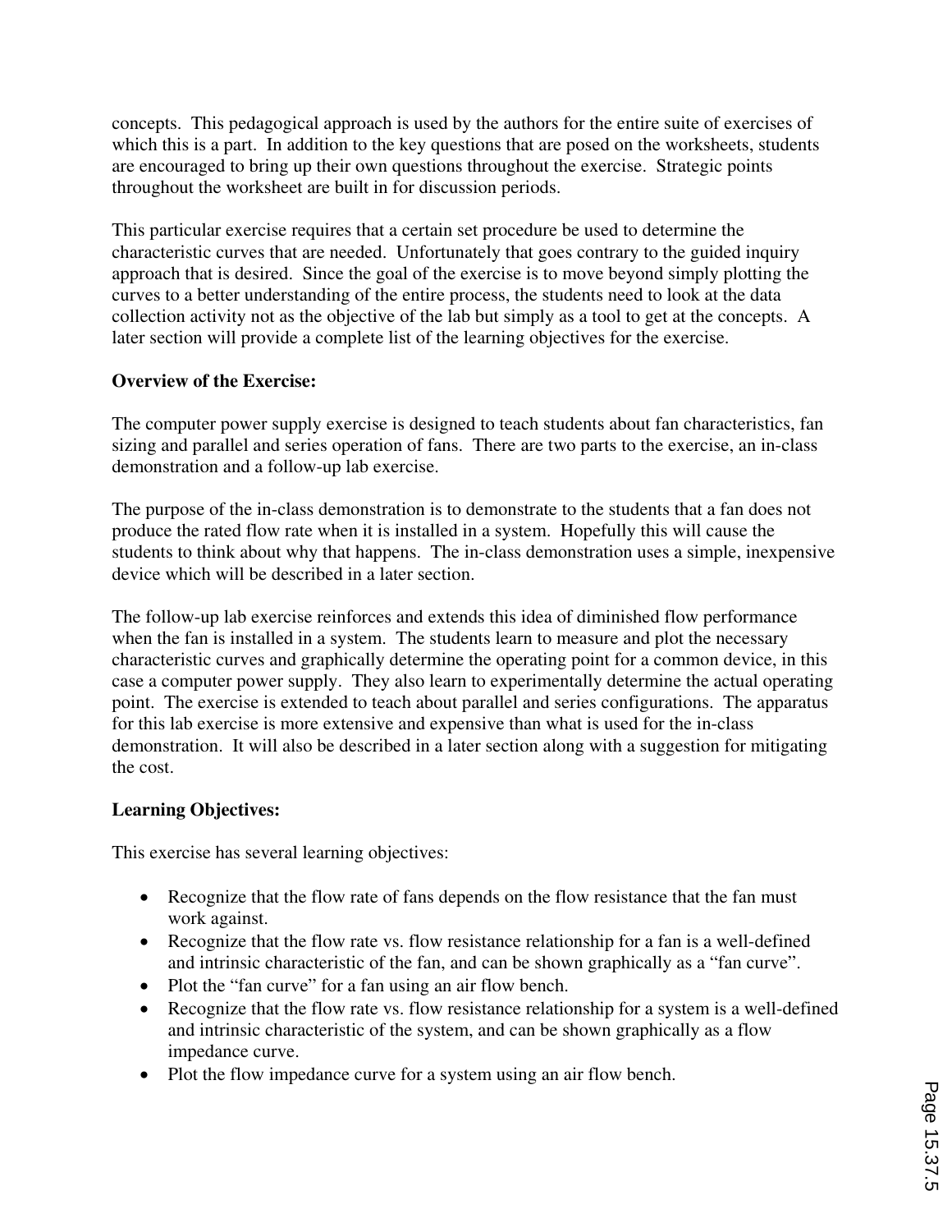concepts. This pedagogical approach is used by the authors for the entire suite of exercises of which this is a part. In addition to the key questions that are posed on the worksheets, students are encouraged to bring up their own questions throughout the exercise. Strategic points throughout the worksheet are built in for discussion periods.

This particular exercise requires that a certain set procedure be used to determine the characteristic curves that are needed. Unfortunately that goes contrary to the guided inquiry approach that is desired. Since the goal of the exercise is to move beyond simply plotting the curves to a better understanding of the entire process, the students need to look at the data collection activity not as the objective of the lab but simply as a tool to get at the concepts. A later section will provide a complete list of the learning objectives for the exercise.

**Overview of the Exercise:**

The computer power supply exercise is designed to teach students about fan characteristics, fan sizing and parallel and series operation of fans. There are two parts to the exercise, an in-class demonstration and a follow-up lab exercise.

The purpose of the in-class demonstration is to demonstrate to the students that a fan does not produce the rated flow rate when it is installed in a system. Hopefully this will cause the students to think about why that happens. The in-class demonstration uses a simple, inexpensive device which will be described in a later section.

The follow-up lab exercise reinforces and extends this idea of diminished flow performance when the fan is installed in a system. The students learn to measure and plot the necessary characteristic curves and graphically determine the operating point for a common device, in this case a computer power supply. They also learn to experimentally determine the actual operating point. The exercise is extended to teach about parallel and series configurations. The apparatus for this lab exercise is more extensive and expensive than what is used for the in-class demonstration. It will also be described in a later section along with a suggestion for mitigating the cost.

**Learning Objectives:**

This exercise has several learning objectives:

- Recognize that the flow rate of fans depends on the flow resistance that the fan must work against.
- Recognize that the flow rate vs. flow resistance relationship for a fan is a well-defined and intrinsic characteristic of the fan, and can be shown graphically as a "fan curve".
- Plot the "fan curve" for a fan using an air flow bench.
- Recognize that the flow rate vs. flow resistance relationship for a system is a well-defined and intrinsic characteristic of the system, and can be shown graphically as a flow impedance curve.
- Plot the flow impedance curve for a system using an air flow bench.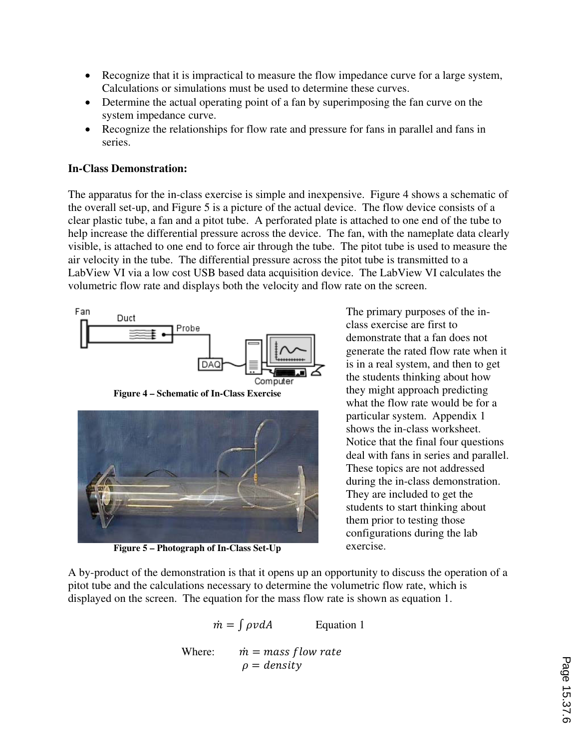- Recognize that it is impractical to measure the flow impedance curve for a large system, Calculations or simulations must be used to determine these curves.
- Determine the actual operating point of a fan by superimposing the fan curve on the system impedance curve.
- Recognize the relationships for flow rate and pressure for fans in parallel and fans in series.

**In-Class Demonstration:**

The apparatus for the in-class exercise is simple and inexpensive. Figure 4 shows a schematic of the overall set-up, and Figure 5 is a picture of the actual device. The flow device consists of a clear plastic tube, a fan and a pitot tube. A perforated plate is attached to one end of the tube to help increase the differential pressure across the device. The fan, with the nameplate data clearly visible, is attached to one end to force air through the tube. The pitot tube is used to measure the air velocity in the tube. The differential pressure across the pitot tube is transmitted to a LabView VI via a low cost USB based data acquisition device. The LabView VI calculates the volumetric flow rate and displays both the velocity and flow rate on the screen.

**Figure 4 – Schematic of In-Class Exercise**

**Figure 5 – Photograph of In-Class Set-Up**

The primary purposes of the in-class exercise are first to demonstrate that a fan does not generate the rated flow rate when it is in a real system, and then to get the students thinking about how they might approach predicting what the flow rate would be for a particular system. Appendix 1 shows the in-class worksheet. Notice that the final four questions deal with fans in series and parallel. These topics are not addressed during the in-class demonstration. They are included to get the students to start thinking about them prior to testing those configurations during the lab exercise.

A by-product of the demonstration is that it opens up an opportunity to discuss the operation of a pitot tube and the calculations necessary to determine the volumetric flow rate, which is displayed on the screen. The equation for the mass flow rate is shown as equation 1.

$$\dot{m} = \int \rho v dA \qquad \text{Equation 1}$$

Where: $\dot{m} = mass\ flow\ rate$
$\rho = density$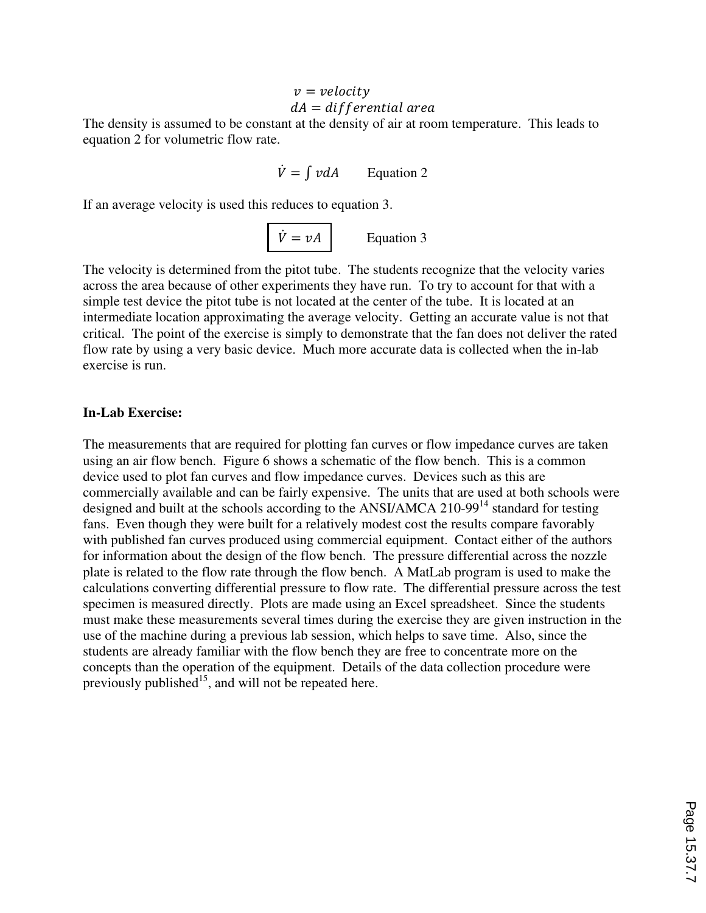$$v = velocity$$
$$dA = differential\ area$$

The density is assumed to be constant at the density of air at room temperature. This leads to equation 2 for volumetric flow rate.

$$\dot{V} = \int v dA \qquad \text{Equation 2}$$

If an average velocity is used this reduces to equation 3.

$$\boxed{\dot{V} = vA} \qquad \text{Equation 3}$$

The velocity is determined from the pitot tube. The students recognize that the velocity varies across the area because of other experiments they have run. To try to account for that with a simple test device the pitot tube is not located at the center of the tube. It is located at an intermediate location approximating the average velocity. Getting an accurate value is not that critical. The point of the exercise is simply to demonstrate that the fan does not deliver the rated flow rate by using a very basic device. Much more accurate data is collected when the in-lab exercise is run.

**In-Lab Exercise:**

The measurements that are required for plotting fan curves or flow impedance curves are taken using an air flow bench. Figure 6 shows a schematic of the flow bench. This is a common device used to plot fan curves and flow impedance curves. Devices such as this are commercially available and can be fairly expensive. The units that are used at both schools were designed and built at the schools according to the ANSI/AMCA 210-99[14] standard for testing fans. Even though they were built for a relatively modest cost the results compare favorably with published fan curves produced using commercial equipment. Contact either of the authors for information about the design of the flow bench. The pressure differential across the nozzle plate is related to the flow rate through the flow bench. A MatLab program is used to make the calculations converting differential pressure to flow rate. The differential pressure across the test specimen is measured directly. Plots are made using an Excel spreadsheet. Since the students must make these measurements several times during the exercise they are given instruction in the use of the machine during a previous lab session, which helps to save time. Also, since the students are already familiar with the flow bench they are free to concentrate more on the concepts than the operation of the equipment. Details of the data collection procedure were previously published[15], and will not be repeated here.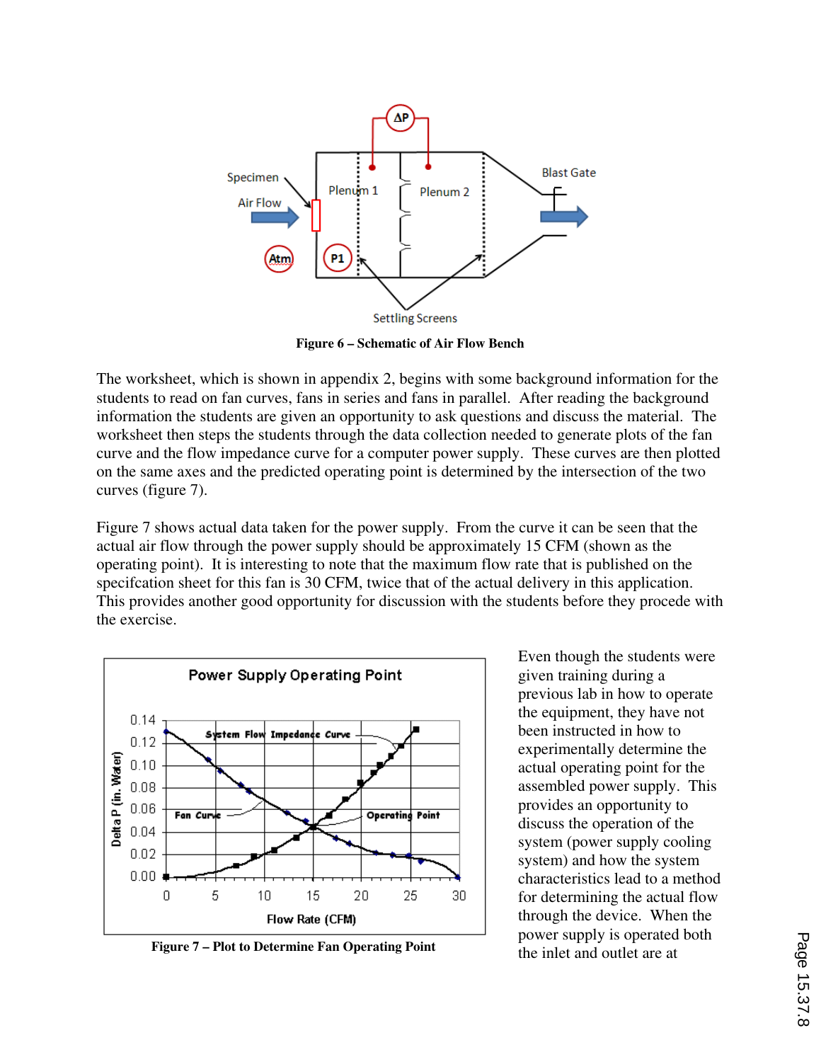Figure 6 – Schematic of Air Flow Bench

The worksheet, which is shown in appendix 2, begins with some background information for the students to read on fan curves, fans in series and fans in parallel. After reading the background information the students are given an opportunity to ask questions and discuss the material. The worksheet then steps the students through the data collection needed to generate plots of the fan curve and the flow impedance curve for a computer power supply. These curves are then plotted on the same axes and the predicted operating point is determined by the intersection of the two curves (figure 7).

Figure 7 shows actual data taken for the power supply. From the curve it can be seen that the actual air flow through the power supply should be approximately 15 CFM (shown as the operating point). It is interesting to note that the maximum flow rate that is published on the specifcation sheet for this fan is 30 CFM, twice that of the actual delivery in this application. This provides another good opportunity for discussion with the students before they procede with the exercise.

Figure 7 – Plot to Determine Fan Operating Point

Even though the students were given training during a previous lab in how to operate the equipment, they have not been instructed in how to experimentally determine the actual operating point for the assembled power supply. This provides an opportunity to discuss the operation of the system (power supply cooling system) and how the system characteristics lead to a method for determining the actual flow through the device. When the power supply is operated both the inlet and outlet are at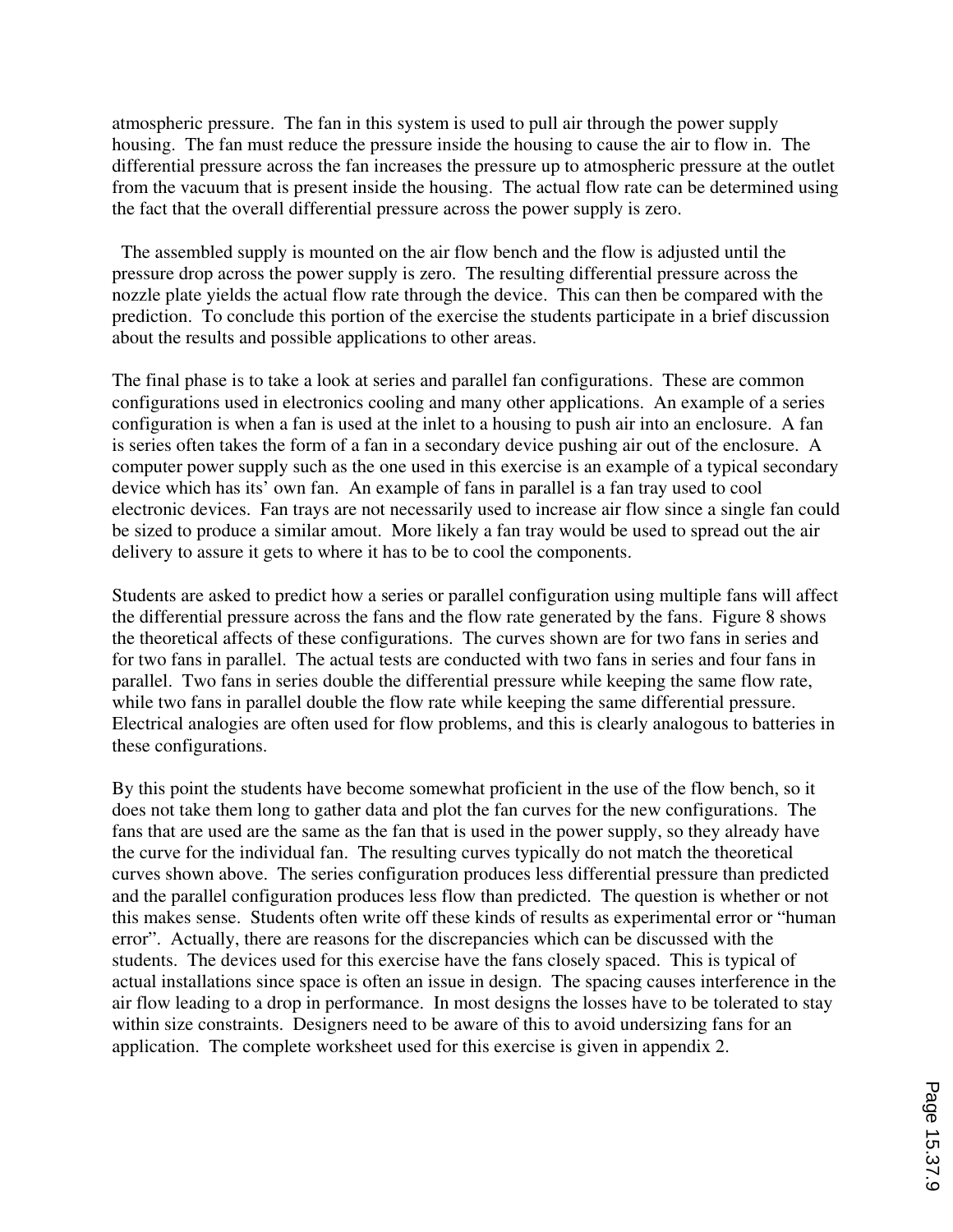atmospheric pressure. The fan in this system is used to pull air through the power supply housing. The fan must reduce the pressure inside the housing to cause the air to flow in. The differential pressure across the fan increases the pressure up to atmospheric pressure at the outlet from the vacuum that is present inside the housing. The actual flow rate can be determined using the fact that the overall differential pressure across the power supply is zero.

The assembled supply is mounted on the air flow bench and the flow is adjusted until the pressure drop across the power supply is zero. The resulting differential pressure across the nozzle plate yields the actual flow rate through the device. This can then be compared with the prediction. To conclude this portion of the exercise the students participate in a brief discussion about the results and possible applications to other areas.

The final phase is to take a look at series and parallel fan configurations. These are common configurations used in electronics cooling and many other applications. An example of a series configuration is when a fan is used at the inlet to a housing to push air into an enclosure. A fan is series often takes the form of a fan in a secondary device pushing air out of the enclosure. A computer power supply such as the one used in this exercise is an example of a typical secondary device which has its' own fan. An example of fans in parallel is a fan tray used to cool electronic devices. Fan trays are not necessarily used to increase air flow since a single fan could be sized to produce a similar amout. More likely a fan tray would be used to spread out the air delivery to assure it gets to where it has to be to cool the components.

Students are asked to predict how a series or parallel configuration using multiple fans will affect the differential pressure across the fans and the flow rate generated by the fans. Figure 8 shows the theoretical affects of these configurations. The curves shown are for two fans in series and for two fans in parallel. The actual tests are conducted with two fans in series and four fans in parallel. Two fans in series double the differential pressure while keeping the same flow rate, while two fans in parallel double the flow rate while keeping the same differential pressure. Electrical analogies are often used for flow problems, and this is clearly analogous to batteries in these configurations.

By this point the students have become somewhat proficient in the use of the flow bench, so it does not take them long to gather data and plot the fan curves for the new configurations. The fans that are used are the same as the fan that is used in the power supply, so they already have the curve for the individual fan. The resulting curves typically do not match the theoretical curves shown above. The series configuration produces less differential pressure than predicted and the parallel configuration produces less flow than predicted. The question is whether or not this makes sense. Students often write off these kinds of results as experimental error or "human error". Actually, there are reasons for the discrepancies which can be discussed with the students. The devices used for this exercise have the fans closely spaced. This is typical of actual installations since space is often an issue in design. The spacing causes interference in the air flow leading to a drop in performance. In most designs the losses have to be tolerated to stay within size constraints. Designers need to be aware of this to avoid undersizing fans for an application. The complete worksheet used for this exercise is given in appendix 2.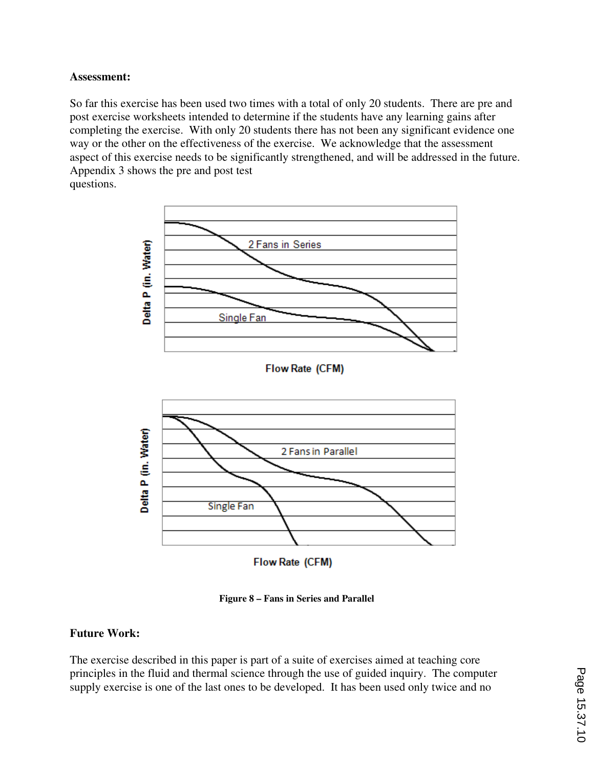**Assessment:**

So far this exercise has been used two times with a total of only 20 students. There are pre and post exercise worksheets intended to determine if the students have any learning gains after completing the exercise. With only 20 students there has not been any significant evidence one way or the other on the effectiveness of the exercise. We acknowledge that the assessment aspect of this exercise needs to be significantly strengthened, and will be addressed in the future. Appendix 3 shows the pre and post test questions.

**Figure 8 – Fans in Series and Parallel**

**Future Work:**

The exercise described in this paper is part of a suite of exercises aimed at teaching core principles in the fluid and thermal science through the use of guided inquiry. The computer supply exercise is one of the last ones to be developed. It has been used only twice and no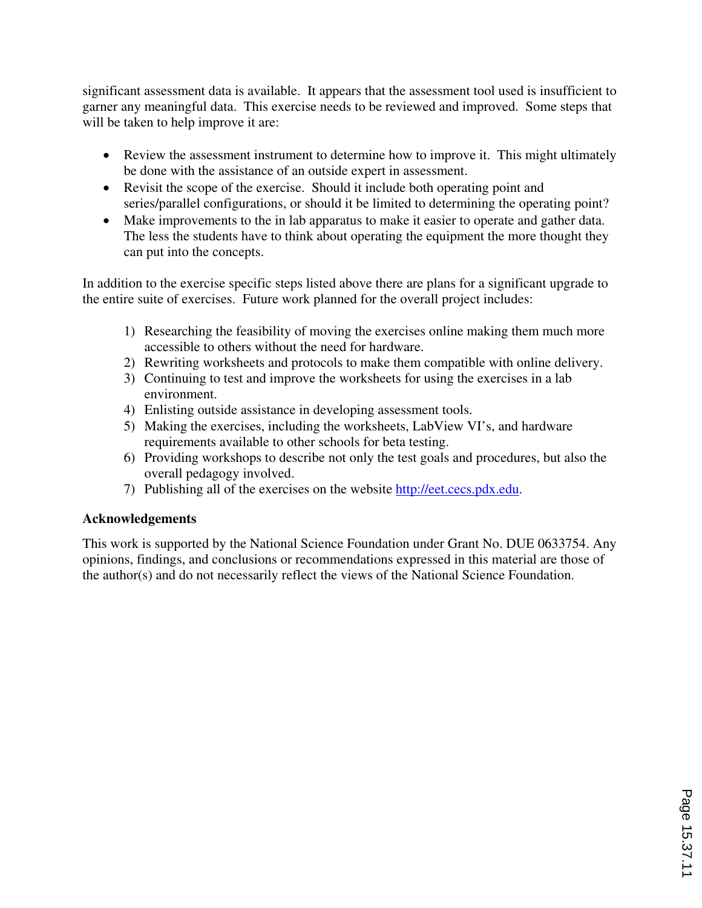significant assessment data is available. It appears that the assessment tool used is insufficient to garner any meaningful data. This exercise needs to be reviewed and improved. Some steps that will be taken to help improve it are:

- Review the assessment instrument to determine how to improve it. This might ultimately be done with the assistance of an outside expert in assessment.
- Revisit the scope of the exercise. Should it include both operating point and series/parallel configurations, or should it be limited to determining the operating point?
- Make improvements to the in lab apparatus to make it easier to operate and gather data. The less the students have to think about operating the equipment the more thought they can put into the concepts.

In addition to the exercise specific steps listed above there are plans for a significant upgrade to the entire suite of exercises. Future work planned for the overall project includes:

1) Researching the feasibility of moving the exercises online making them much more accessible to others without the need for hardware.
2) Rewriting worksheets and protocols to make them compatible with online delivery.
3) Continuing to test and improve the worksheets for using the exercises in a lab environment.
4) Enlisting outside assistance in developing assessment tools.
5) Making the exercises, including the worksheets, LabView VI's, and hardware requirements available to other schools for beta testing.
6) Providing workshops to describe not only the test goals and procedures, but also the overall pedagogy involved.
7) Publishing all of the exercises on the website http://eet.cecs.pdx.edu.

**Acknowledgements**

This work is supported by the National Science Foundation under Grant No. DUE 0633754. Any opinions, findings, and conclusions or recommendations expressed in this material are those of the author(s) and do not necessarily reflect the views of the National Science Foundation.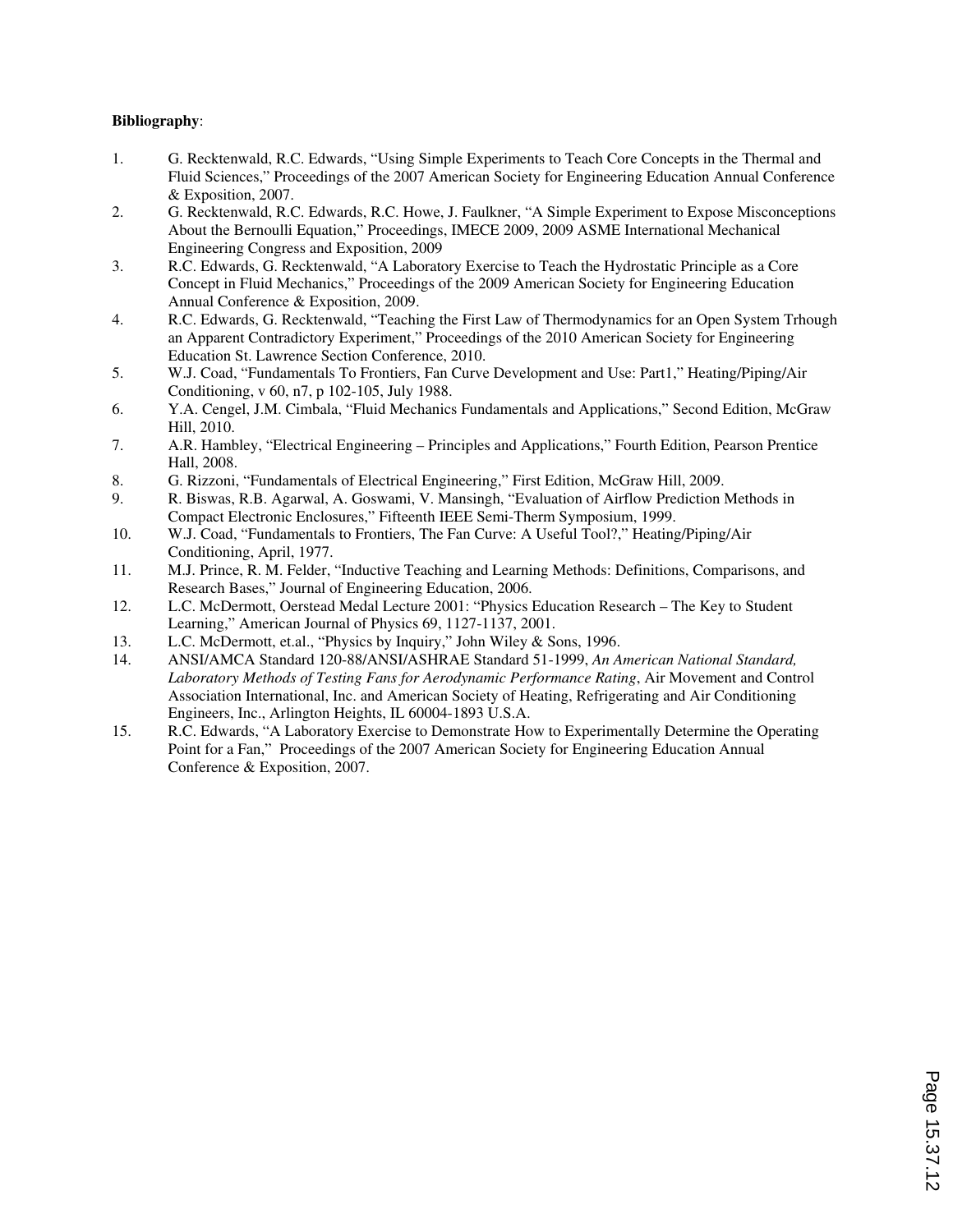**Bibliography**:

1. G. Recktenwald, R.C. Edwards, "Using Simple Experiments to Teach Core Concepts in the Thermal and Fluid Sciences," Proceedings of the 2007 American Society for Engineering Education Annual Conference & Exposition, 2007.
2. G. Recktenwald, R.C. Edwards, R.C. Howe, J. Faulkner, "A Simple Experiment to Expose Misconceptions About the Bernoulli Equation," Proceedings, IMECE 2009, 2009 ASME International Mechanical Engineering Congress and Exposition, 2009
3. R.C. Edwards, G. Recktenwald, "A Laboratory Exercise to Teach the Hydrostatic Principle as a Core Concept in Fluid Mechanics," Proceedings of the 2009 American Society for Engineering Education Annual Conference & Exposition, 2009.
4. R.C. Edwards, G. Recktenwald, "Teaching the First Law of Thermodynamics for an Open System Trhough an Apparent Contradictory Experiment," Proceedings of the 2010 American Society for Engineering Education St. Lawrence Section Conference, 2010.
5. W.J. Coad, "Fundamentals To Frontiers, Fan Curve Development and Use: Part1," Heating/Piping/Air Conditioning, v 60, n7, p 102-105, July 1988.
6. Y.A. Cengel, J.M. Cimbala, "Fluid Mechanics Fundamentals and Applications," Second Edition, McGraw Hill, 2010.
7. A.R. Hambley, "Electrical Engineering – Principles and Applications," Fourth Edition, Pearson Prentice Hall, 2008.
8. G. Rizzoni, "Fundamentals of Electrical Engineering," First Edition, McGraw Hill, 2009.
9. R. Biswas, R.B. Agarwal, A. Goswami, V. Mansingh, "Evaluation of Airflow Prediction Methods in Compact Electronic Enclosures," Fifteenth IEEE Semi-Therm Symposium, 1999.
10. W.J. Coad, "Fundamentals to Frontiers, The Fan Curve: A Useful Tool?," Heating/Piping/Air Conditioning, April, 1977.
11. M.J. Prince, R. M. Felder, "Inductive Teaching and Learning Methods: Definitions, Comparisons, and Research Bases," Journal of Engineering Education, 2006.
12. L.C. McDermott, Oerstead Medal Lecture 2001: "Physics Education Research – The Key to Student Learning," American Journal of Physics 69, 1127-1137, 2001.
13. L.C. McDermott, et.al., "Physics by Inquiry," John Wiley & Sons, 1996.
14. ANSI/AMCA Standard 120-88/ANSI/ASHRAE Standard 51-1999, *An American National Standard, Laboratory Methods of Testing Fans for Aerodynamic Performance Rating*, Air Movement and Control Association International, Inc. and American Society of Heating, Refrigerating and Air Conditioning Engineers, Inc., Arlington Heights, IL 60004-1893 U.S.A.
15. R.C. Edwards, "A Laboratory Exercise to Demonstrate How to Experimentally Determine the Operating Point for a Fan," Proceedings of the 2007 American Society for Engineering Education Annual Conference & Exposition, 2007.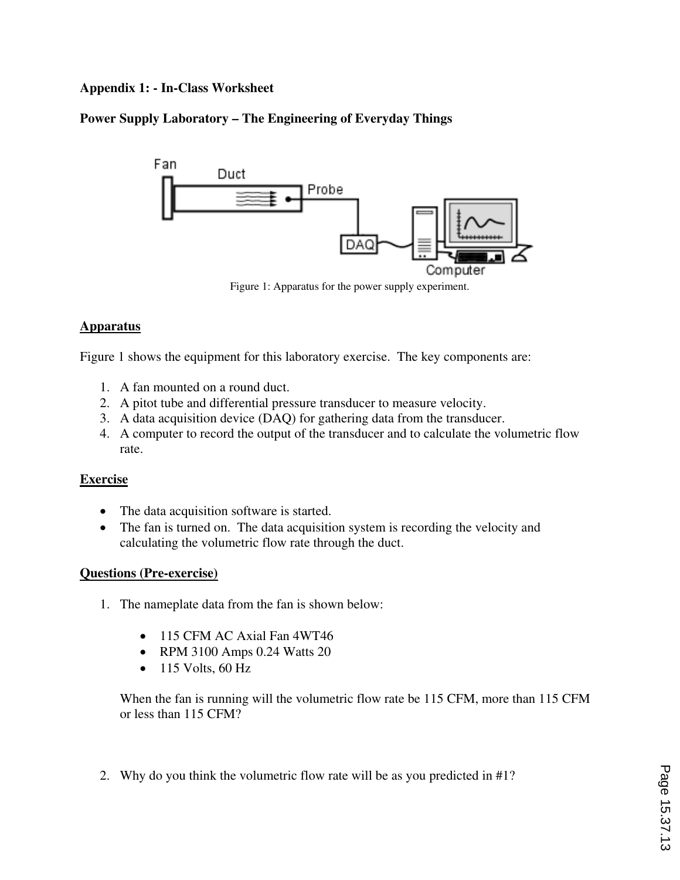**Appendix 1: - In-Class Worksheet**

**Power Supply Laboratory – The Engineering of Everyday Things**

Figure 1: Apparatus for the power supply experiment.

## Apparatus

Figure 1 shows the equipment for this laboratory exercise. The key components are:

1. A fan mounted on a round duct.
2. A pitot tube and differential pressure transducer to measure velocity.
3. A data acquisition device (DAQ) for gathering data from the transducer.
4. A computer to record the output of the transducer and to calculate the volumetric flow rate.

## Exercise

- The data acquisition software is started.
- The fan is turned on. The data acquisition system is recording the velocity and calculating the volumetric flow rate through the duct.

## Questions (Pre-exercise)

1. The nameplate data from the fan is shown below:

   - 115 CFM AC Axial Fan 4WT46
   - RPM 3100 Amps 0.24 Watts 20
   - 115 Volts, 60 Hz

   When the fan is running will the volumetric flow rate be 115 CFM, more than 115 CFM or less than 115 CFM?

2. Why do you think the volumetric flow rate will be as you predicted in #1?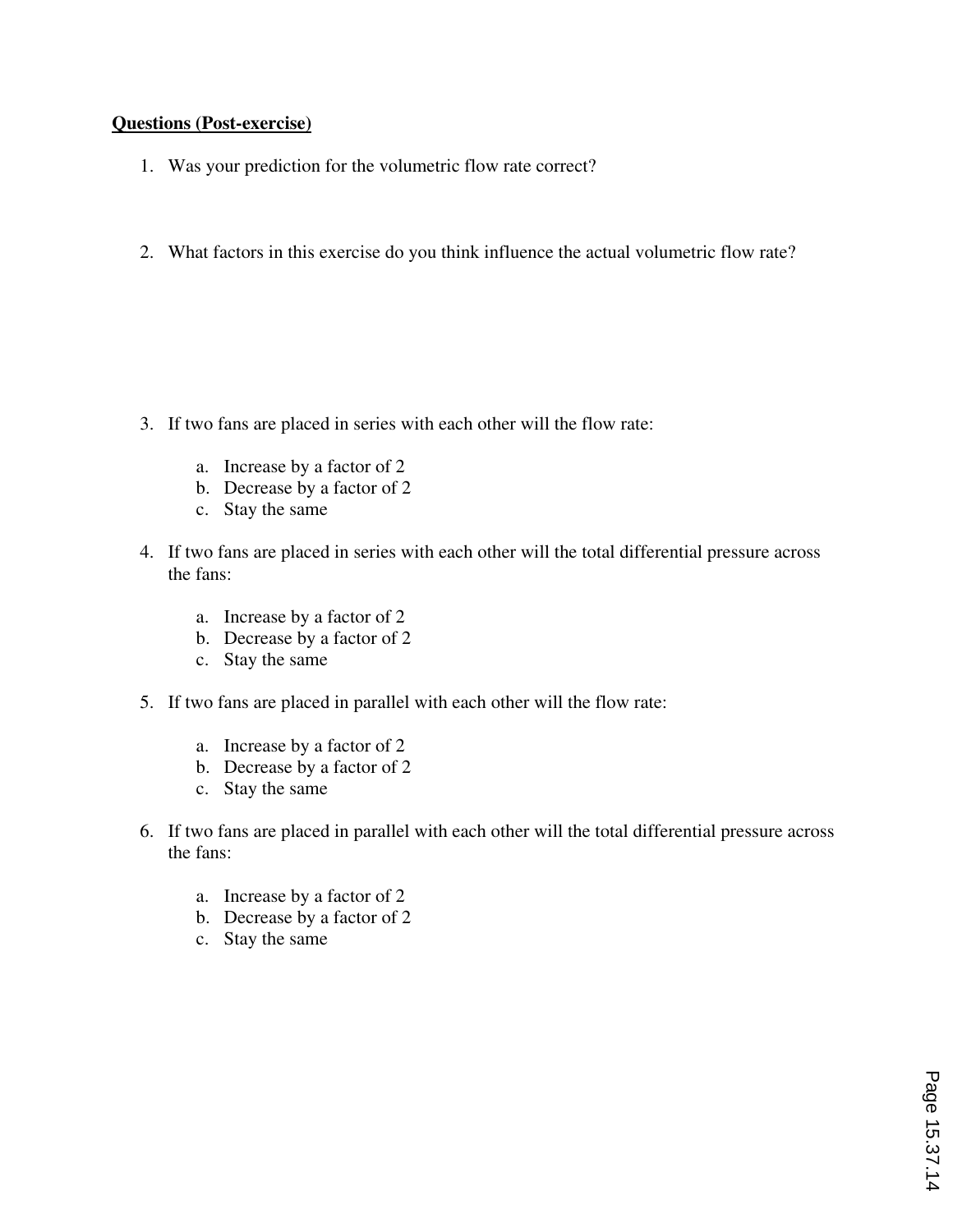**Questions (Post-exercise)**

1. Was your prediction for the volumetric flow rate correct?

2. What factors in this exercise do you think influence the actual volumetric flow rate?

3. If two fans are placed in series with each other will the flow rate:

   a. Increase by a factor of 2
   b. Decrease by a factor of 2
   c. Stay the same

4. If two fans are placed in series with each other will the total differential pressure across the fans:

   a. Increase by a factor of 2
   b. Decrease by a factor of 2
   c. Stay the same

5. If two fans are placed in parallel with each other will the flow rate:

   a. Increase by a factor of 2
   b. Decrease by a factor of 2
   c. Stay the same

6. If two fans are placed in parallel with each other will the total differential pressure across the fans:

   a. Increase by a factor of 2
   b. Decrease by a factor of 2
   c. Stay the same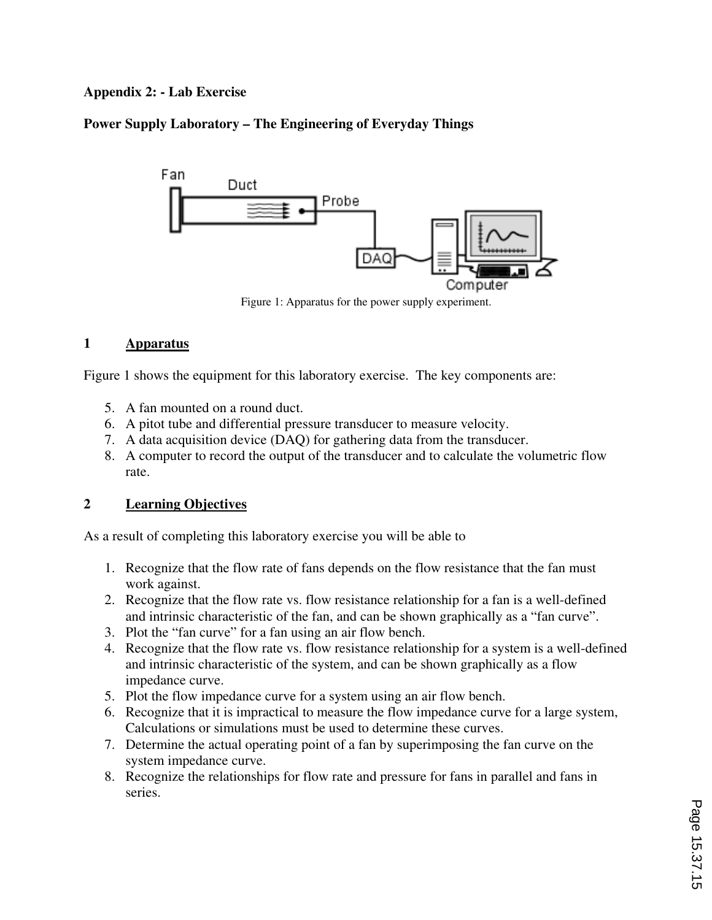**Appendix 2: - Lab Exercise**

**Power Supply Laboratory – The Engineering of Everyday Things**

Figure 1: Apparatus for the power supply experiment.

## 1 Apparatus

Figure 1 shows the equipment for this laboratory exercise. The key components are:

5. A fan mounted on a round duct.
6. A pitot tube and differential pressure transducer to measure velocity.
7. A data acquisition device (DAQ) for gathering data from the transducer.
8. A computer to record the output of the transducer and to calculate the volumetric flow rate.

## 2 Learning Objectives

As a result of completing this laboratory exercise you will be able to

1. Recognize that the flow rate of fans depends on the flow resistance that the fan must work against.
2. Recognize that the flow rate vs. flow resistance relationship for a fan is a well-defined and intrinsic characteristic of the fan, and can be shown graphically as a "fan curve".
3. Plot the "fan curve" for a fan using an air flow bench.
4. Recognize that the flow rate vs. flow resistance relationship for a system is a well-defined and intrinsic characteristic of the system, and can be shown graphically as a flow impedance curve.
5. Plot the flow impedance curve for a system using an air flow bench.
6. Recognize that it is impractical to measure the flow impedance curve for a large system, Calculations or simulations must be used to determine these curves.
7. Determine the actual operating point of a fan by superimposing the fan curve on the system impedance curve.
8. Recognize the relationships for flow rate and pressure for fans in parallel and fans in series.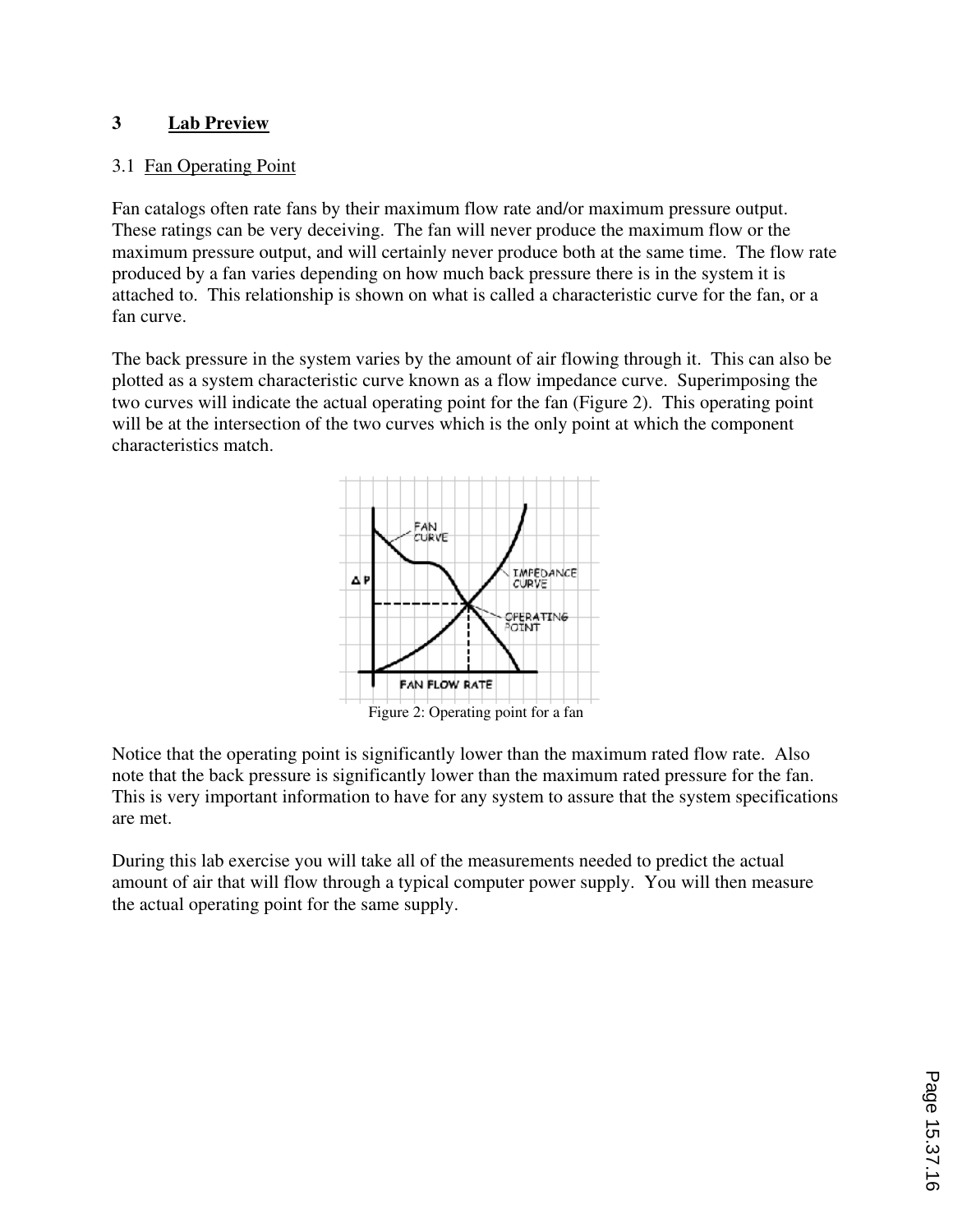## 3 Lab Preview

### 3.1 Fan Operating Point

Fan catalogs often rate fans by their maximum flow rate and/or maximum pressure output. These ratings can be very deceiving. The fan will never produce the maximum flow or the maximum pressure output, and will certainly never produce both at the same time. The flow rate produced by a fan varies depending on how much back pressure there is in the system it is attached to. This relationship is shown on what is called a characteristic curve for the fan, or a fan curve.

The back pressure in the system varies by the amount of air flowing through it. This can also be plotted as a system characteristic curve known as a flow impedance curve. Superimposing the two curves will indicate the actual operating point for the fan (Figure 2). This operating point will be at the intersection of the two curves which is the only point at which the component characteristics match.

Figure 2: Operating point for a fan

Notice that the operating point is significantly lower than the maximum rated flow rate. Also note that the back pressure is significantly lower than the maximum rated pressure for the fan. This is very important information to have for any system to assure that the system specifications are met.

During this lab exercise you will take all of the measurements needed to predict the actual amount of air that will flow through a typical computer power supply. You will then measure the actual operating point for the same supply.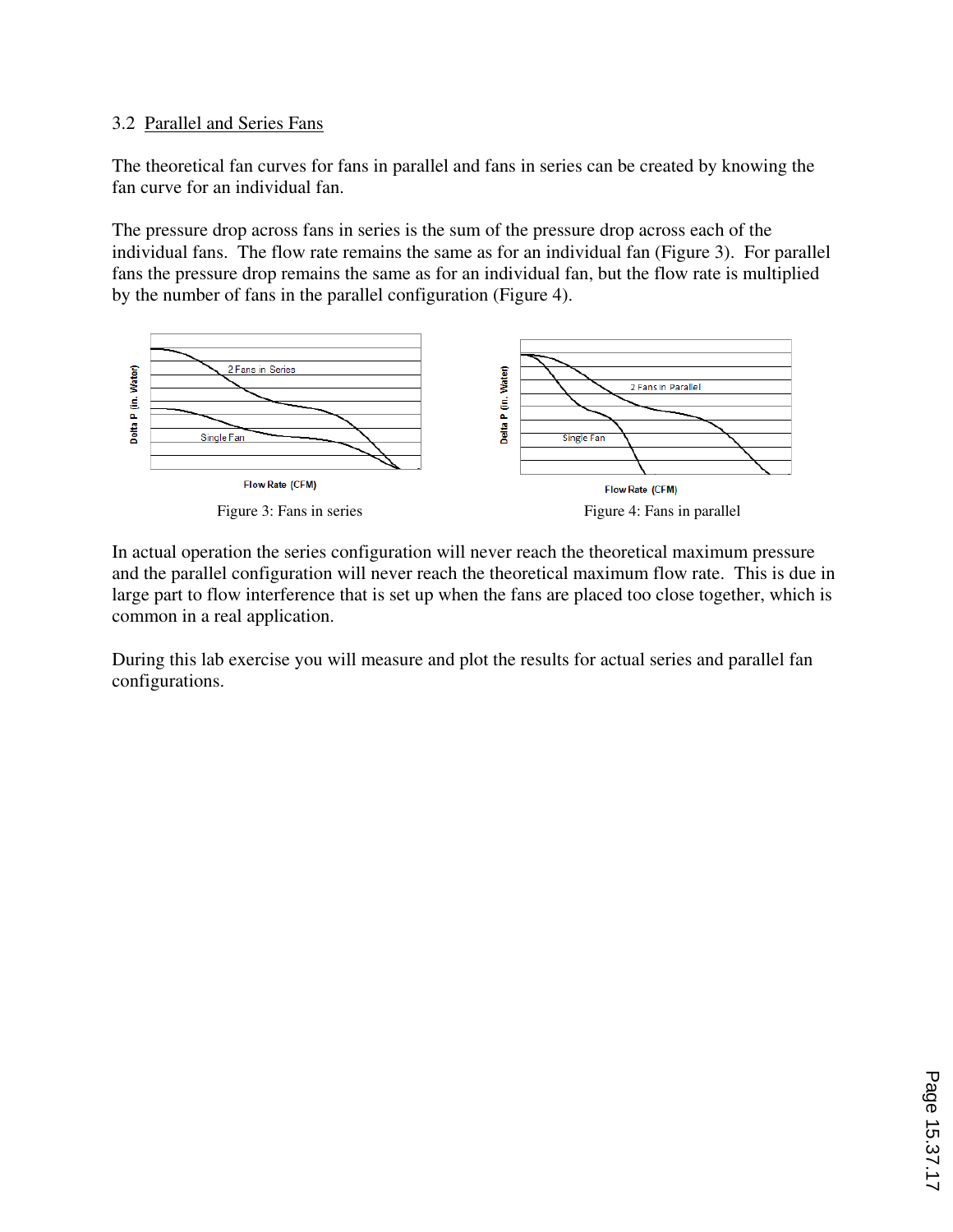### 3.2 Parallel and Series Fans

The theoretical fan curves for fans in parallel and fans in series can be created by knowing the fan curve for an individual fan.

The pressure drop across fans in series is the sum of the pressure drop across each of the individual fans. The flow rate remains the same as for an individual fan (Figure 3). For parallel fans the pressure drop remains the same as for an individual fan, but the flow rate is multiplied by the number of fans in the parallel configuration (Figure 4).

Figure 3: Fans in series

Figure 4: Fans in parallel

In actual operation the series configuration will never reach the theoretical maximum pressure and the parallel configuration will never reach the theoretical maximum flow rate. This is due in large part to flow interference that is set up when the fans are placed too close together, which is common in a real application.

During this lab exercise you will measure and plot the results for actual series and parallel fan configurations.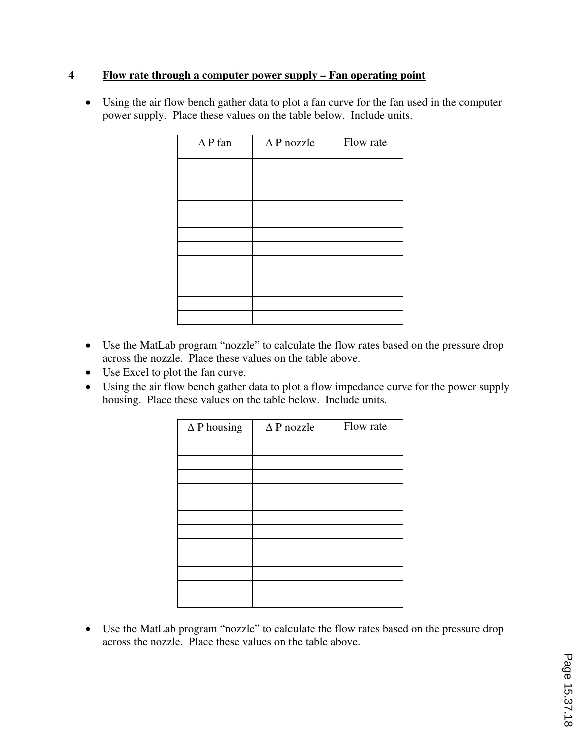## 4 Flow rate through a computer power supply – Fan operating point

- Using the air flow bench gather data to plot a fan curve for the fan used in the computer power supply. Place these values on the table below. Include units.

| Δ P fan | Δ P nozzle | Flow rate |
|---|---|---|
| | | |
| | | |
| | | |
| | | |
| | | |
| | | |
| | | |
| | | |
| | | |
| | | |
| | | |
| | | |

- Use the MatLab program "nozzle" to calculate the flow rates based on the pressure drop across the nozzle. Place these values on the table above.
- Use Excel to plot the fan curve.
- Using the air flow bench gather data to plot a flow impedance curve for the power supply housing. Place these values on the table below. Include units.

| Δ P housing | Δ P nozzle | Flow rate |
|---|---|---|
| | | |
| | | |
| | | |
| | | |
| | | |
| | | |
| | | |
| | | |
| | | |
| | | |
| | | |
| | | |

- Use the MatLab program "nozzle" to calculate the flow rates based on the pressure drop across the nozzle. Place these values on the table above.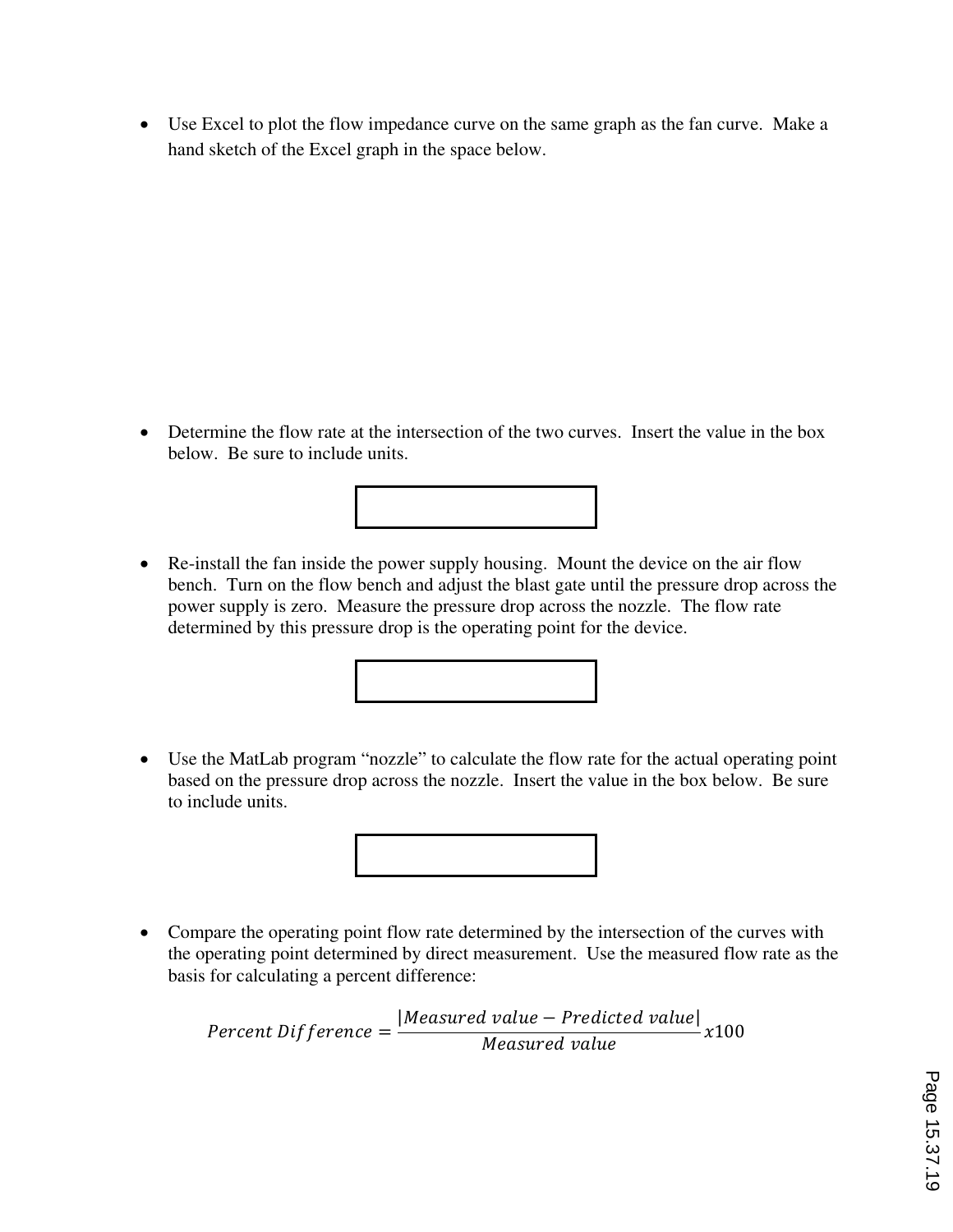- Use Excel to plot the flow impedance curve on the same graph as the fan curve. Make a hand sketch of the Excel graph in the space below.

- Determine the flow rate at the intersection of the two curves. Insert the value in the box below. Be sure to include units.

- Re-install the fan inside the power supply housing. Mount the device on the air flow bench. Turn on the flow bench and adjust the blast gate until the pressure drop across the power supply is zero. Measure the pressure drop across the nozzle. The flow rate determined by this pressure drop is the operating point for the device.

- Use the MatLab program "nozzle" to calculate the flow rate for the actual operating point based on the pressure drop across the nozzle. Insert the value in the box below. Be sure to include units.

- Compare the operating point flow rate determined by the intersection of the curves with the operating point determined by direct measurement. Use the measured flow rate as the basis for calculating a percent difference:

$$Percent\ Difference = \frac{|Measured\ value - Predicted\ value|}{Measured\ value} x100$$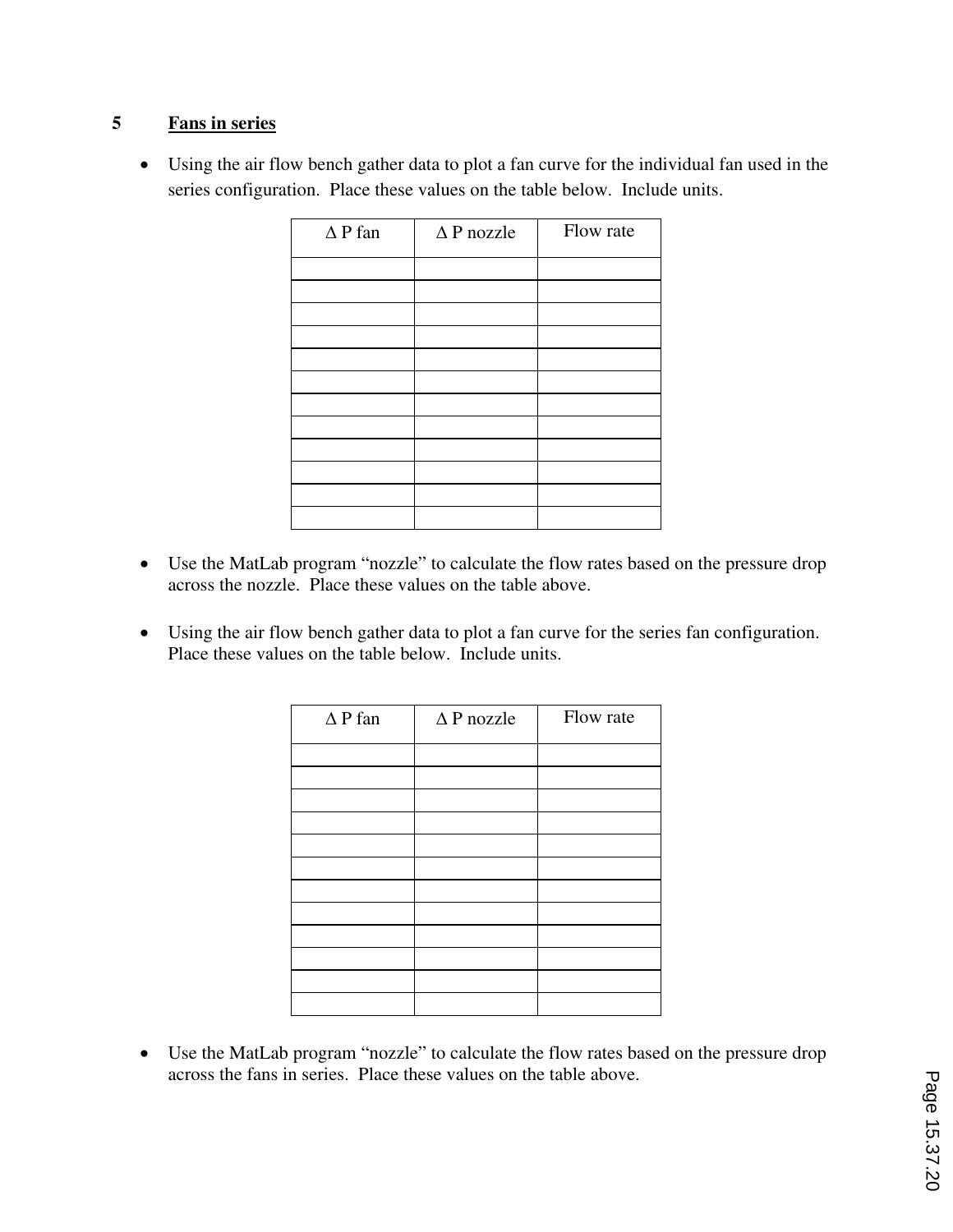## 5 Fans in series

- Using the air flow bench gather data to plot a fan curve for the individual fan used in the series configuration. Place these values on the table below. Include units.

| Δ P fan | Δ P nozzle | Flow rate |
|---|---|---|
| | | |
| | | |
| | | |
| | | |
| | | |
| | | |
| | | |
| | | |
| | | |
| | | |
| | | |
| | | |

- Use the MatLab program "nozzle" to calculate the flow rates based on the pressure drop across the nozzle. Place these values on the table above.

- Using the air flow bench gather data to plot a fan curve for the series fan configuration. Place these values on the table below. Include units.

| Δ P fan | Δ P nozzle | Flow rate |
|---|---|---|
| | | |
| | | |
| | | |
| | | |
| | | |
| | | |
| | | |
| | | |
| | | |
| | | |
| | | |
| | | |

- Use the MatLab program "nozzle" to calculate the flow rates based on the pressure drop across the fans in series. Place these values on the table above.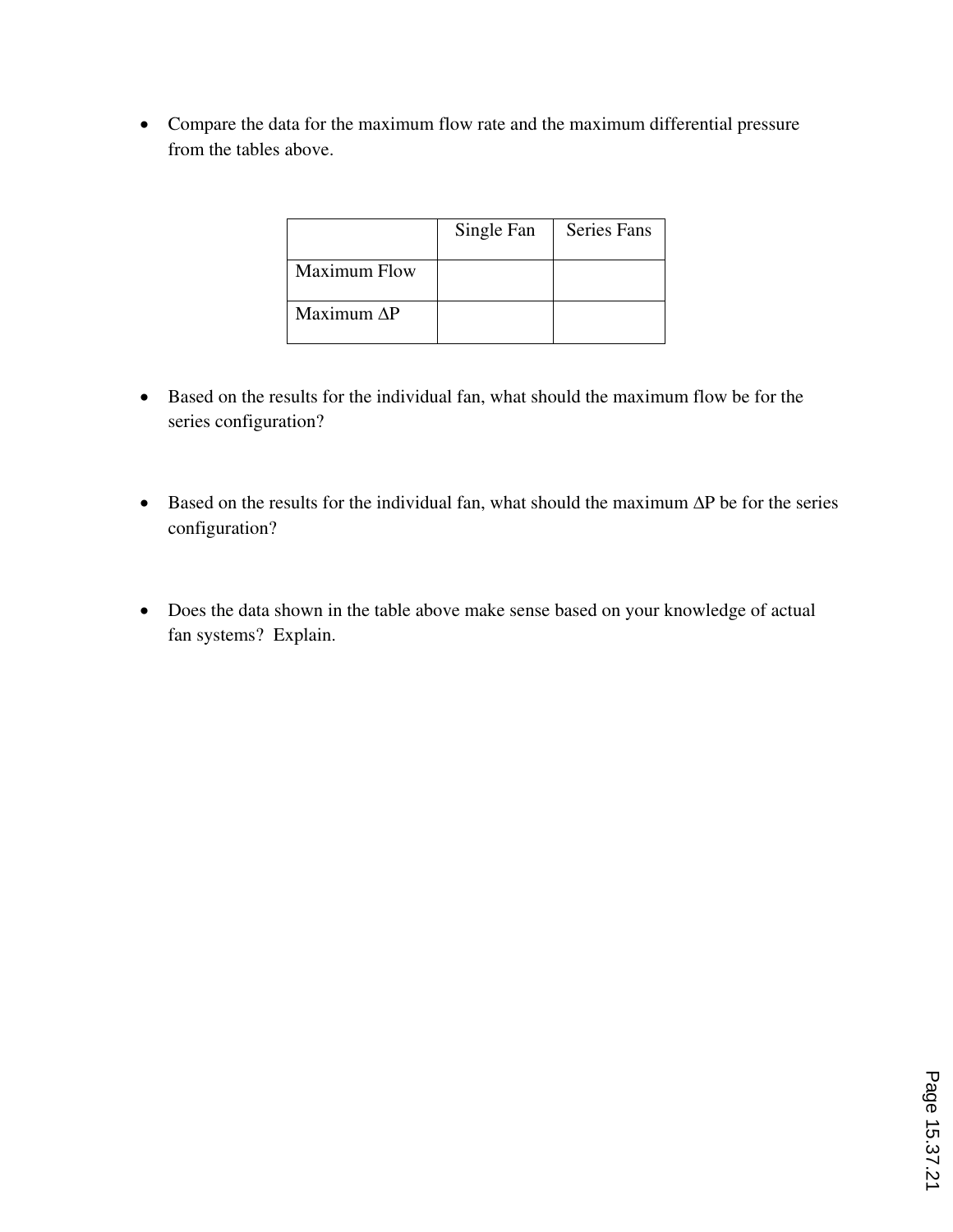- Compare the data for the maximum flow rate and the maximum differential pressure from the tables above.

| | Single Fan | Series Fans |
|---|---|---|
| Maximum Flow | | |
| Maximum ΔP | | |

- Based on the results for the individual fan, what should the maximum flow be for the series configuration?

- Based on the results for the individual fan, what should the maximum ΔP be for the series configuration?

- Does the data shown in the table above make sense based on your knowledge of actual fan systems? Explain.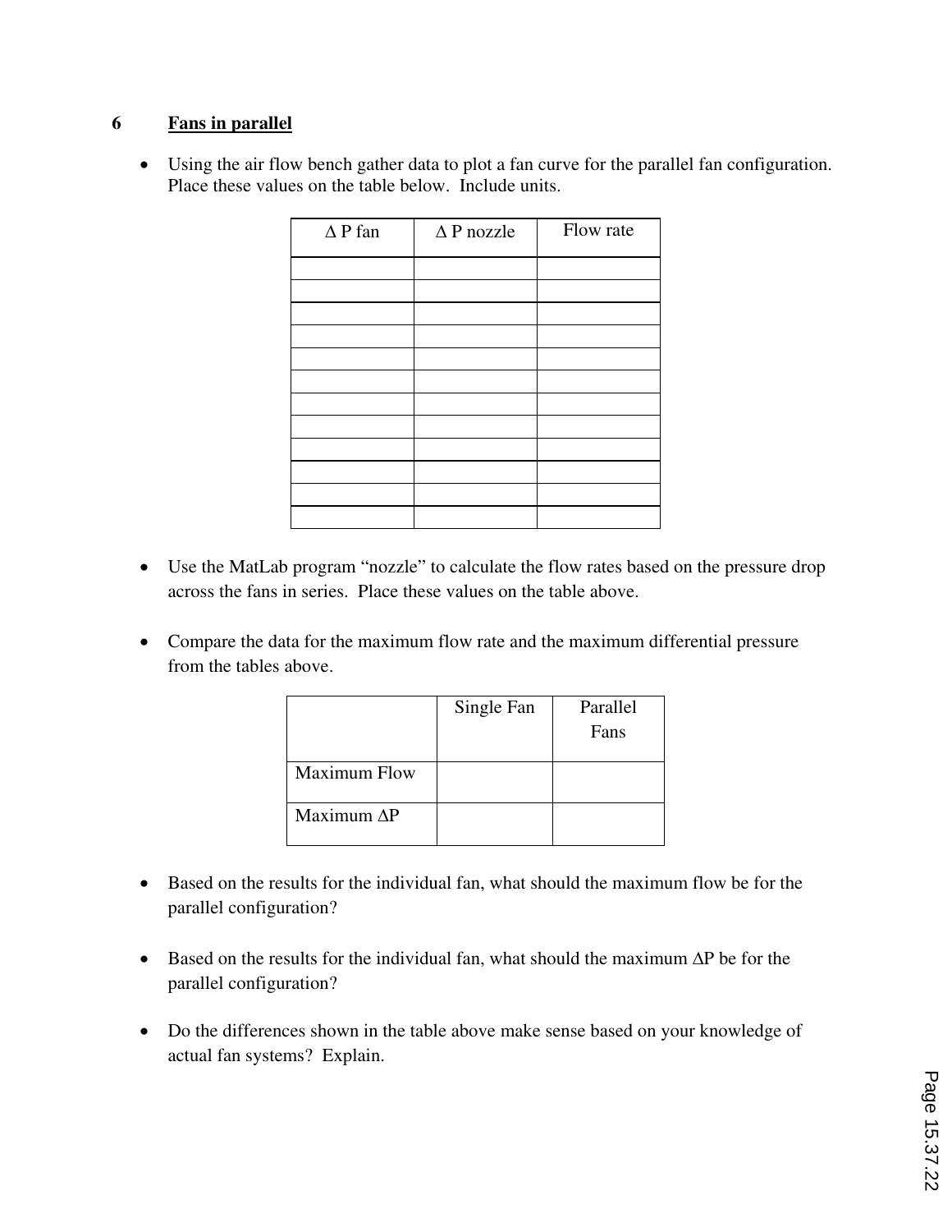## 6 Fans in parallel

- Using the air flow bench gather data to plot a fan curve for the parallel fan configuration. Place these values on the table below. Include units.

| Δ P fan | Δ P nozzle | Flow rate |
|---|---|---|
| | | |
| | | |
| | | |
| | | |
| | | |
| | | |
| | | |
| | | |
| | | |
| | | |
| | | |
| | | |

- Use the MatLab program "nozzle" to calculate the flow rates based on the pressure drop across the fans in series. Place these values on the table above.

- Compare the data for the maximum flow rate and the maximum differential pressure from the tables above.

| | Single Fan | Parallel Fans |
|---|---|---|
| Maximum Flow | | |
| Maximum ΔP | | |

- Based on the results for the individual fan, what should the maximum flow be for the parallel configuration?

- Based on the results for the individual fan, what should the maximum ΔP be for the parallel configuration?

- Do the differences shown in the table above make sense based on your knowledge of actual fan systems? Explain.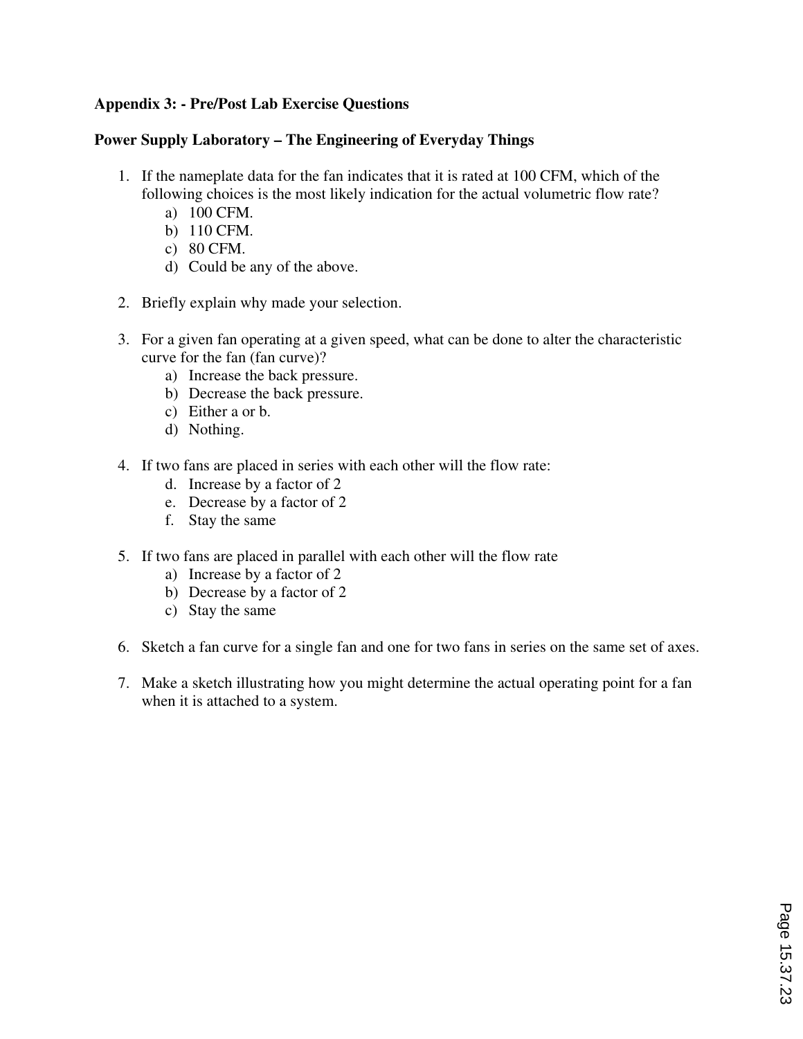**Appendix 3: - Pre/Post Lab Exercise Questions**

**Power Supply Laboratory – The Engineering of Everyday Things**

1. If the nameplate data for the fan indicates that it is rated at 100 CFM, which of the following choices is the most likely indication for the actual volumetric flow rate?
    a) 100 CFM.
    b) 110 CFM.
    c) 80 CFM.
    d) Could be any of the above.

2. Briefly explain why made your selection.

3. For a given fan operating at a given speed, what can be done to alter the characteristic curve for the fan (fan curve)?
    a) Increase the back pressure.
    b) Decrease the back pressure.
    c) Either a or b.
    d) Nothing.

4. If two fans are placed in series with each other will the flow rate:
    d. Increase by a factor of 2
    e. Decrease by a factor of 2
    f. Stay the same

5. If two fans are placed in parallel with each other will the flow rate
    a) Increase by a factor of 2
    b) Decrease by a factor of 2
    c) Stay the same

6. Sketch a fan curve for a single fan and one for two fans in series on the same set of axes.

7. Make a sketch illustrating how you might determine the actual operating point for a fan when it is attached to a system.